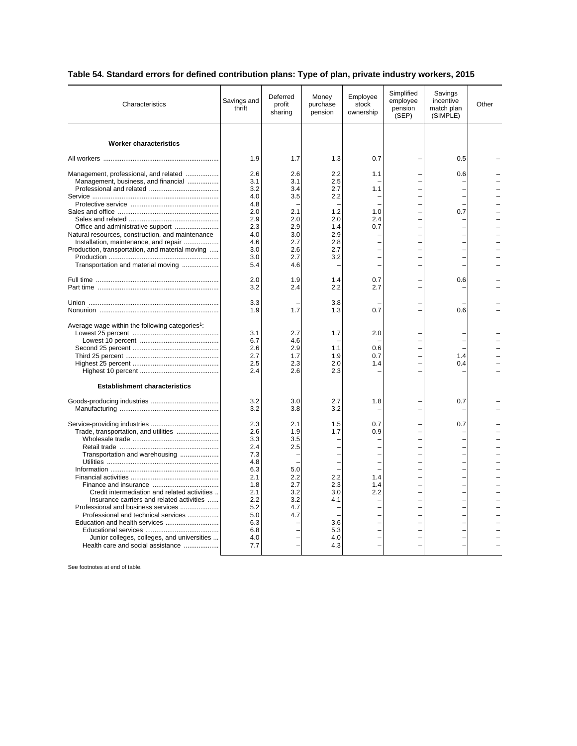## Table 54. Standard errors for defined contribution plans: Type of plan, private industry workers, 2015

| Characteristics | Savings and thrift | Deferred profit sharing | Money purchase pension | Employee stock ownership | Simplified employee pension (SEP) | Savings incentive match plan (SIMPLE) | Other |
|---|---|---|---|---|---|---|---|
| **Worker characteristics** | | | | | | | |
| All workers | 1.9 | 1.7 | 1.3 | 0.7 | – | 0.5 | – |
| Management, professional, and related | 2.6 | 2.6 | 2.2 | 1.1 | – | 0.6 | – |
| Management, business, and financial | 3.1 | 3.1 | 2.5 | – | – | – | – |
| Professional and related | 3.2 | 3.4 | 2.7 | 1.1 | – | – | – |
| Service | 4.0 | 3.5 | 2.2 | – | – | – | – |
| Protective service | 4.8 | – | – | – | – | – | – |
| Sales and office | 2.0 | 2.1 | 1.2 | 1.0 | – | 0.7 | – |
| Sales and related | 2.9 | 2.0 | 2.0 | 2.4 | – | – | – |
| Office and administrative support | 2.3 | 2.9 | 1.4 | 0.7 | – | – | – |
| Natural resources, construction, and maintenance | 4.0 | 3.0 | 2.9 | – | – | – | – |
| Installation, maintenance, and repair | 4.6 | 2.7 | 2.8 | – | – | – | – |
| Production, transportation, and material moving | 3.0 | 2.6 | 2.7 | – | – | – | – |
| Production | 3.0 | 2.7 | 3.2 | – | – | – | – |
| Transportation and material moving | 5.4 | 4.6 | – | – | – | – | – |
| Full time | 2.0 | 1.9 | 1.4 | 0.7 | – | 0.6 | – |
| Part time | 3.2 | 2.4 | 2.2 | 2.7 | – | – | – |
| Union | 3.3 | – | 3.8 | – | – | – | – |
| Nonunion | 1.9 | 1.7 | 1.3 | 0.7 | – | 0.6 | – |
| Average wage within the following categories[1]: | | | | | | | |
| Lowest 25 percent | 3.1 | 2.7 | 1.7 | 2.0 | – | – | – |
| Lowest 10 percent | 6.7 | 4.6 | – | – | – | – | – |
| Second 25 percent | 2.6 | 2.9 | 1.1 | 0.6 | – | – | – |
| Third 25 percent | 2.7 | 1.7 | 1.9 | 0.7 | – | 1.4 | – |
| Highest 25 percent | 2.5 | 2.3 | 2.0 | 1.4 | – | 0.4 | – |
| Highest 10 percent | 2.4 | 2.6 | 2.3 | – | – | – | – |
| **Establishment characteristics** | | | | | | | |
| Goods-producing industries | 3.2 | 3.0 | 2.7 | 1.8 | – | 0.7 | – |
| Manufacturing | 3.2 | 3.8 | 3.2 | – | – | – | – |
| Service-providing industries | 2.3 | 2.1 | 1.5 | 0.7 | – | 0.7 | – |
| Trade, transportation, and utilities | 2.6 | 1.9 | 1.7 | 0.9 | – | – | – |
| Wholesale trade | 3.3 | 3.5 | – | – | – | – | – |
| Retail trade | 2.4 | 2.5 | – | – | – | – | – |
| Transportation and warehousing | 7.3 | – | – | – | – | – | – |
| Utilities | 4.8 | – | – | – | – | – | – |
| Information | 6.3 | 5.0 | – | – | – | – | – |
| Financial activities | 2.1 | 2.2 | 2.2 | 1.4 | – | – | – |
| Finance and insurance | 1.8 | 2.7 | 2.3 | 1.4 | – | – | – |
| Credit intermediation and related activities | 2.1 | 3.2 | 3.0 | 2.2 | – | – | – |
| Insurance carriers and related activities | 2.2 | 3.2 | 4.1 | – | – | – | – |
| Professional and business services | 5.2 | 4.7 | – | – | – | – | – |
| Professional and technical services | 5.0 | 4.7 | – | – | – | – | – |
| Education and health services | 6.3 | – | 3.6 | – | – | – | – |
| Educational services | 6.8 | – | 5.3 | – | – | – | – |
| Junior colleges, colleges, and universities | 4.0 | – | 4.0 | – | – | – | – |
| Health care and social assistance | 7.7 | – | 4.3 | – | – | – | – |

See footnotes at end of table.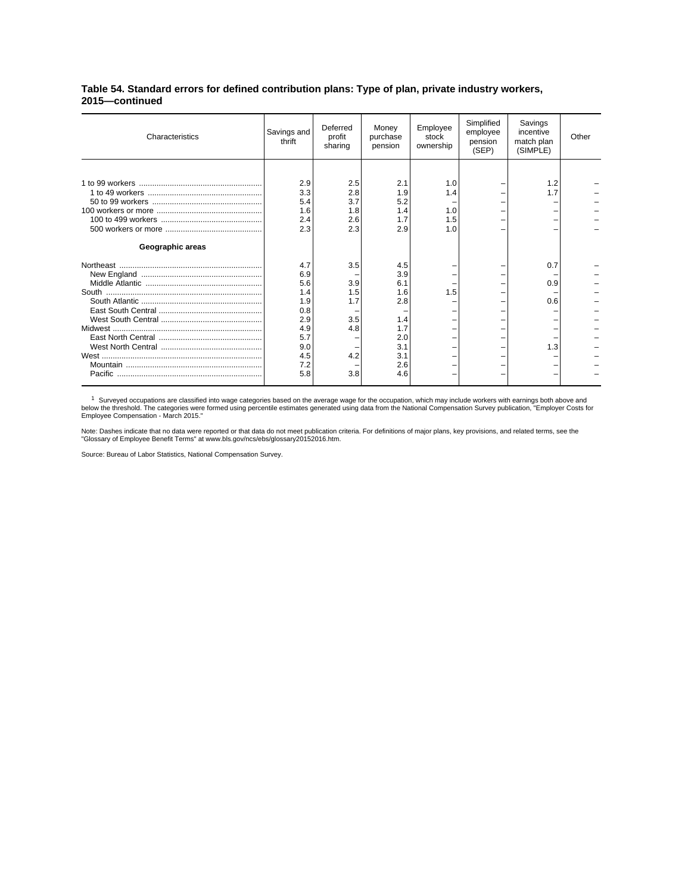## Table 54. Standard errors for defined contribution plans: Type of plan, private industry workers, 2015—continued

| Characteristics | Savings and thrift | Deferred profit sharing | Money purchase pension | Employee stock ownership | Simplified employee pension (SEP) | Savings incentive match plan (SIMPLE) | Other |
|---|---|---|---|---|---|---|---|
| 1 to 99 workers | 2.9 | 2.5 | 2.1 | 1.0 | – | 1.2 | – |
| 1 to 49 workers | 3.3 | 2.8 | 1.9 | 1.4 | – | 1.7 | – |
| 50 to 99 workers | 5.4 | 3.7 | 5.2 | – | – | – | – |
| 100 workers or more | 1.6 | 1.8 | 1.4 | 1.0 | – | – | – |
| 100 to 499 workers | 2.4 | 2.6 | 1.7 | 1.5 | – | – | – |
| 500 workers or more | 2.3 | 2.3 | 2.9 | 1.0 | – | – | – |
| **Geographic areas** | | | | | | | |
| Northeast | 4.7 | 3.5 | 4.5 | – | – | 0.7 | – |
| New England | 6.9 | – | 3.9 | – | – | – | – |
| Middle Atlantic | 5.6 | 3.9 | 6.1 | – | – | 0.9 | – |
| South | 1.4 | 1.5 | 1.6 | 1.5 | – | – | – |
| South Atlantic | 1.9 | 1.7 | 2.8 | – | – | 0.6 | – |
| East South Central | 0.8 | – | – | – | – | – | – |
| West South Central | 2.9 | 3.5 | 1.4 | – | – | – | – |
| Midwest | 4.9 | 4.8 | 1.7 | – | – | – | – |
| East North Central | 5.7 | – | 2.0 | – | – | – | – |
| West North Central | 9.0 | – | 3.1 | – | – | 1.3 | – |
| West | 4.5 | 4.2 | 3.1 | – | – | – | – |
| Mountain | 7.2 | – | 2.6 | – | – | – | – |
| Pacific | 5.8 | 3.8 | 4.6 | – | – | – | – |

[1] Surveyed occupations are classified into wage categories based on the average wage for the occupation, which may include workers with earnings both above and below the threshold. The categories were formed using percentile estimates generated using data from the National Compensation Survey publication, "Employer Costs for Employee Compensation - March 2015."

Note: Dashes indicate that no data were reported or that data do not meet publication criteria. For definitions of major plans, key provisions, and related terms, see the "Glossary of Employee Benefit Terms" at www.bls.gov/ncs/ebs/glossary20152016.htm.

Source: Bureau of Labor Statistics, National Compensation Survey.